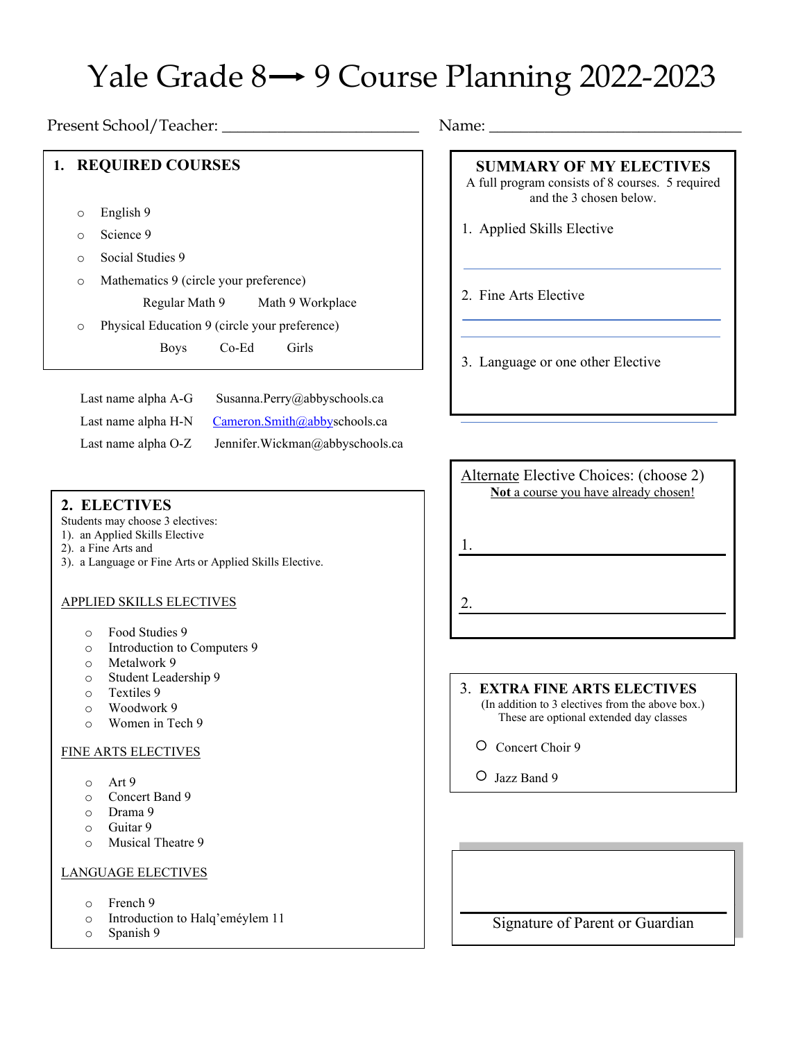# Yale Grade 8 ⟶ 9 Course Planning 2022-2023

Present School/Teacher: ________________________ Name: ______________________________

## 1. REQUIRED COURSES

- English 9
- Science 9
- Social Studies 9
- Mathematics 9 (circle your preference)
  - Regular Math 9 Math 9 Workplace
- Physical Education 9 (circle your preference)
  - Boys Co-Ed Girls

| | |
|---|---|
| Last name alpha A-G | Susanna.Perry@abbyschools.ca |
| Last name alpha H-N | Cameron.Smith@abbyschools.ca |
| Last name alpha O-Z | Jennifer.Wickman@abbyschools.ca |

## 2. ELECTIVES

Students may choose 3 electives:
1). an Applied Skills Elective
2). a Fine Arts and
3). a Language or Fine Arts or Applied Skills Elective.

APPLIED SKILLS ELECTIVES

- Food Studies 9
- Introduction to Computers 9
- Metalwork 9
- Student Leadership 9
- Textiles 9
- Woodwork 9
- Women in Tech 9

FINE ARTS ELECTIVES

- Art 9
- Concert Band 9
- Drama 9
- Guitar 9
- Musical Theatre 9

LANGUAGE ELECTIVES

- French 9
- Introduction to Halq'eméylem 11
- Spanish 9

## SUMMARY OF MY ELECTIVES

A full program consists of 8 courses. 5 required and the 3 chosen below.

1. Applied Skills Elective

______________________________

2. Fine Arts Elective

______________________________

3. Language or one other Elective

______________________________

## Alternate Elective Choices: (choose 2)

**Not a course you have already chosen!**

1. ______________________________

2. ______________________________

## 3. EXTRA FINE ARTS ELECTIVES

(In addition to 3 electives from the above box.)
These are optional extended day classes

- Concert Choir 9
- Jazz Band 9

______________________________

Signature of Parent or Guardian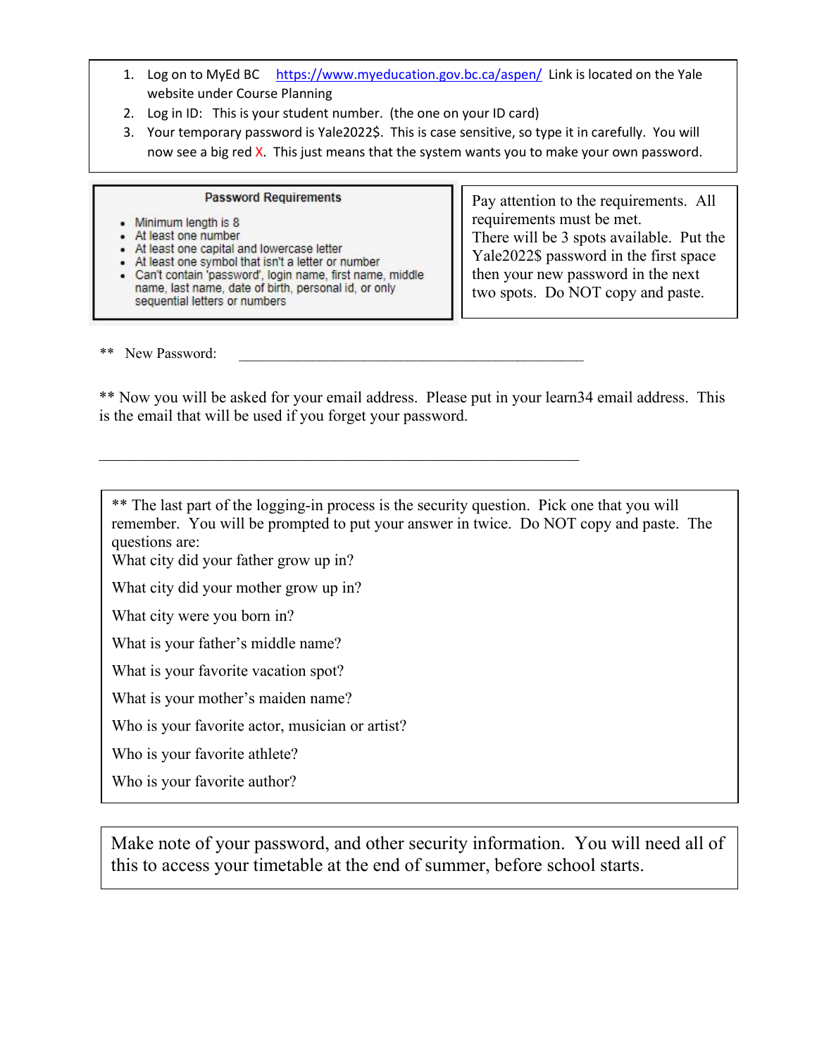1. Log on to MyEd BC https://www.myeducation.gov.bc.ca/aspen/ Link is located on the Yale website under Course Planning
2. Log in ID: This is your student number. (the one on your ID card)
3. Your temporary password is Yale2022$. This is case sensitive, so type it in carefully. You will now see a big red X. This just means that the system wants you to make your own password.

**Password Requirements**

- Minimum length is 8
- At least one number
- At least one capital and lowercase letter
- At least one symbol that isn't a letter or number
- Can't contain 'password', login name, first name, middle name, last name, date of birth, personal id, or only sequential letters or numbers

Pay attention to the requirements. All requirements must be met.
There will be 3 spots available. Put the Yale2022$ password in the first space then your new password in the next two spots. Do NOT copy and paste.

** New Password: ______________________________________________

** Now you will be asked for your email address. Please put in your learn34 email address. This is the email that will be used if you forget your password.

______________________________________________________________

** The last part of the logging-in process is the security question. Pick one that you will remember. You will be prompted to put your answer in twice. Do NOT copy and paste. The questions are:

What city did your father grow up in?

What city did your mother grow up in?

What city were you born in?

What is your father's middle name?

What is your favorite vacation spot?

What is your mother's maiden name?

Who is your favorite actor, musician or artist?

Who is your favorite athlete?

Who is your favorite author?

Make note of your password, and other security information. You will need all of this to access your timetable at the end of summer, before school starts.